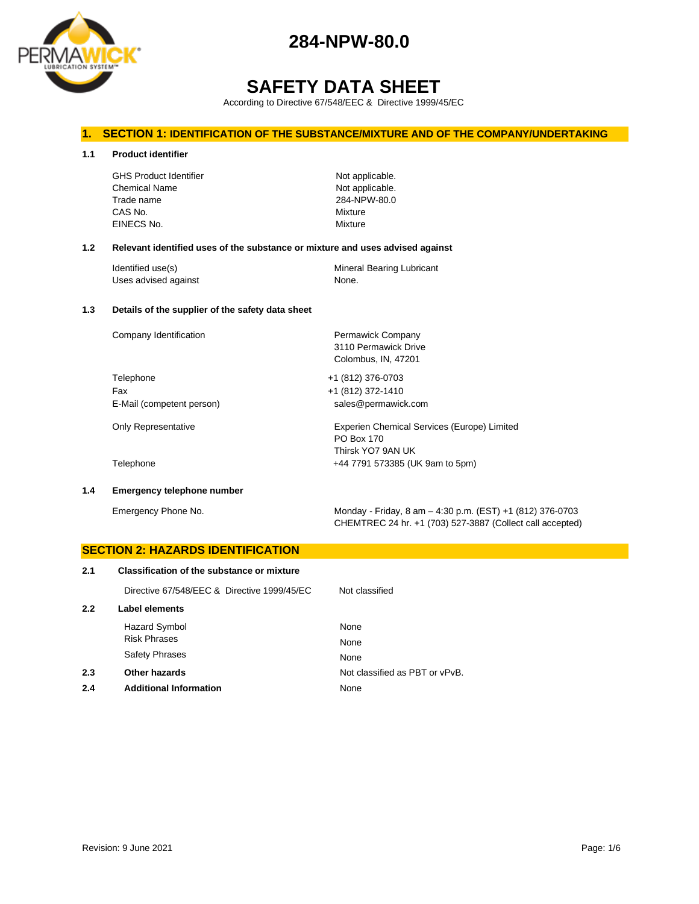# 284-NPW-80.0

# SAFETY DATA SHEET

According to Directive 67/548/EEC & Directive 1999/45/EC

## 1. SECTION 1: IDENTIFICATION OF THE SUBSTANCE/MIXTURE AND OF THE COMPANY/UNDERTAKING

### 1.1 Product identifier

| | |
|---|---|
| GHS Product Identifier | Not applicable. |
| Chemical Name | Not applicable. |
| Trade name | 284-NPW-80.0 |
| CAS No. | Mixture |
| EINECS No. | Mixture |

### 1.2 Relevant identified uses of the substance or mixture and uses advised against

| | |
|---|---|
| Identified use(s) | Mineral Bearing Lubricant |
| Uses advised against | None. |

### 1.3 Details of the supplier of the safety data sheet

| | |
|---|---|
| Company Identification | Permawick Company<br>3110 Permawick Drive<br>Colombus, IN, 47201 |
| Telephone | +1 (812) 376-0703 |
| Fax | +1 (812) 372-1410 |
| E-Mail (competent person) | sales@permawick.com |
| Only Representative | Experien Chemical Services (Europe) Limited<br>PO Box 170<br>Thirsk YO7 9AN UK |
| Telephone | +44 7791 573385 (UK 9am to 5pm) |

### 1.4 Emergency telephone number

| | |
|---|---|
| Emergency Phone No. | Monday - Friday, 8 am – 4:30 p.m. (EST) +1 (812) 376-0703<br>CHEMTREC 24 hr. +1 (703) 527-3887 (Collect call accepted) |

## SECTION 2: HAZARDS IDENTIFICATION

### 2.1 Classification of the substance or mixture

| | |
|---|---|
| Directive 67/548/EEC & Directive 1999/45/EC | Not classified |

### 2.2 Label elements

| | |
|---|---|
| Hazard Symbol | None |
| Risk Phrases | None |
| Safety Phrases | None |

### 2.3 Other hazards

Not classified as PBT or vPvB.

### 2.4 Additional Information

None

Revision: 9 June 2021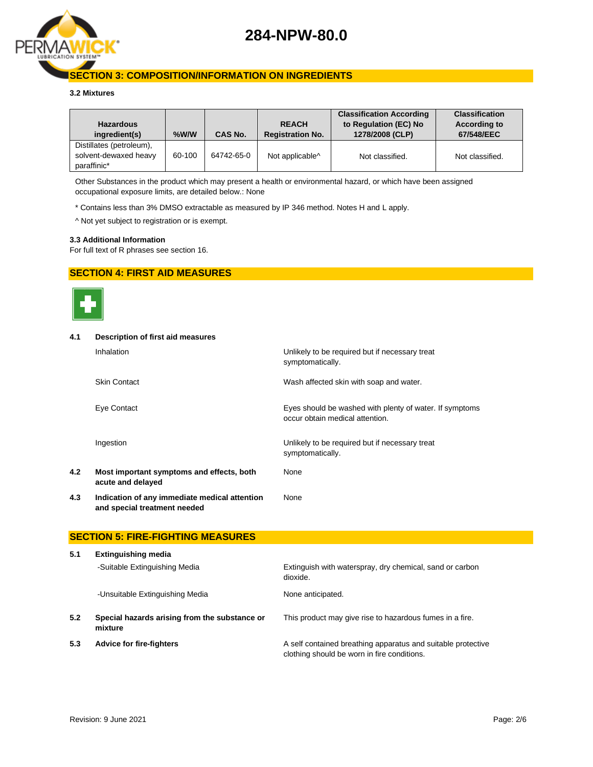## SECTION 3: COMPOSITION/INFORMATION ON INGREDIENTS

**3.2 Mixtures**

| Hazardous ingredient(s) | %W/W | CAS No. | REACH Registration No. | Classification According to Regulation (EC) No 1278/2008 (CLP) | Classification According to 67/548/EEC |
|---|---|---|---|---|---|
| Distillates (petroleum), solvent-dewaxed heavy paraffinic* | 60-100 | 64742-65-0 | Not applicable^ | Not classified. | Not classified. |

Other Substances in the product which may present a health or environmental hazard, or which have been assigned occupational exposure limits, are detailed below.: None

* Contains less than 3% DMSO extractable as measured by IP 346 method. Notes H and L apply.

^ Not yet subject to registration or is exempt.

**3.3 Additional Information**

For full text of R phrases see section 16.

## SECTION 4: FIRST AID MEASURES

**4.1 Description of first aid measures**

| | |
|---|---|
| Inhalation | Unlikely to be required but if necessary treat symptomatically. |
| Skin Contact | Wash affected skin with soap and water. |
| Eye Contact | Eyes should be washed with plenty of water. If symptoms occur obtain medical attention. |
| Ingestion | Unlikely to be required but if necessary treat symptomatically. |

**4.2 Most important symptoms and effects, both acute and delayed** — None

**4.3 Indication of any immediate medical attention and special treatment needed** — None

## SECTION 5: FIRE-FIGHTING MEASURES

**5.1 Extinguishing media**

| | |
|---|---|
| -Suitable Extinguishing Media | Extinguish with waterspray, dry chemical, sand or carbon dioxide. |
| -Unsuitable Extinguishing Media | None anticipated. |

**5.2 Special hazards arising from the substance or mixture** — This product may give rise to hazardous fumes in a fire.

**5.3 Advice for fire-fighters** — A self contained breathing apparatus and suitable protective clothing should be worn in fire conditions.

Revision: 9 June 2021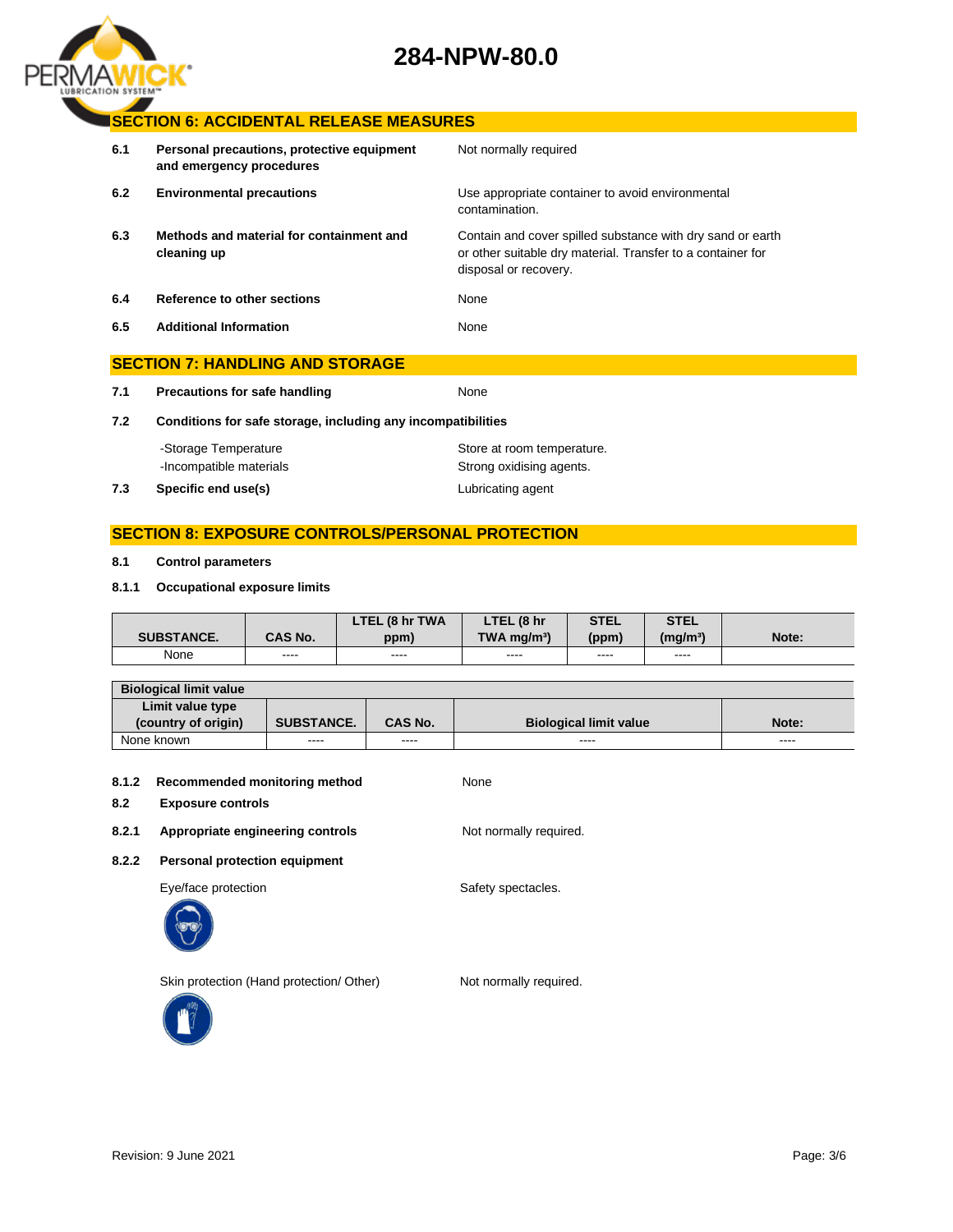# 284-NPW-80.0

## SECTION 6: ACCIDENTAL RELEASE MEASURES

**6.1 Personal precautions, protective equipment and emergency procedures**
Not normally required

**6.2 Environmental precautions**
Use appropriate container to avoid environmental contamination.

**6.3 Methods and material for containment and cleaning up**
Contain and cover spilled substance with dry sand or earth or other suitable dry material. Transfer to a container for disposal or recovery.

**6.4 Reference to other sections**
None

**6.5 Additional Information**
None

## SECTION 7: HANDLING AND STORAGE

**7.1 Precautions for safe handling**
None

**7.2 Conditions for safe storage, including any incompatibilities**

-Storage Temperature: Store at room temperature.
-Incompatible materials: Strong oxidising agents.

**7.3 Specific end use(s)**
Lubricating agent

## SECTION 8: EXPOSURE CONTROLS/PERSONAL PROTECTION

**8.1 Control parameters**

**8.1.1 Occupational exposure limits**

| SUBSTANCE. | CAS No. | LTEL (8 hr TWA ppm) | LTEL (8 hr TWA mg/m³) | STEL (ppm) | STEL (mg/m³) | Note: |
|---|---|---|---|---|---|---|
| None | ---- | ---- | ---- | ---- | ---- | |

| Biological limit value | | | | |
|---|---|---|---|---|
| Limit value type (country of origin) | SUBSTANCE. | CAS No. | Biological limit value | Note: |
| None known | ---- | ---- | ---- | ---- |

**8.1.2 Recommended monitoring method**
None

**8.2 Exposure controls**

**8.2.1 Appropriate engineering controls**
Not normally required.

**8.2.2 Personal protection equipment**

Eye/face protection: Safety spectacles.

Skin protection (Hand protection/ Other): Not normally required.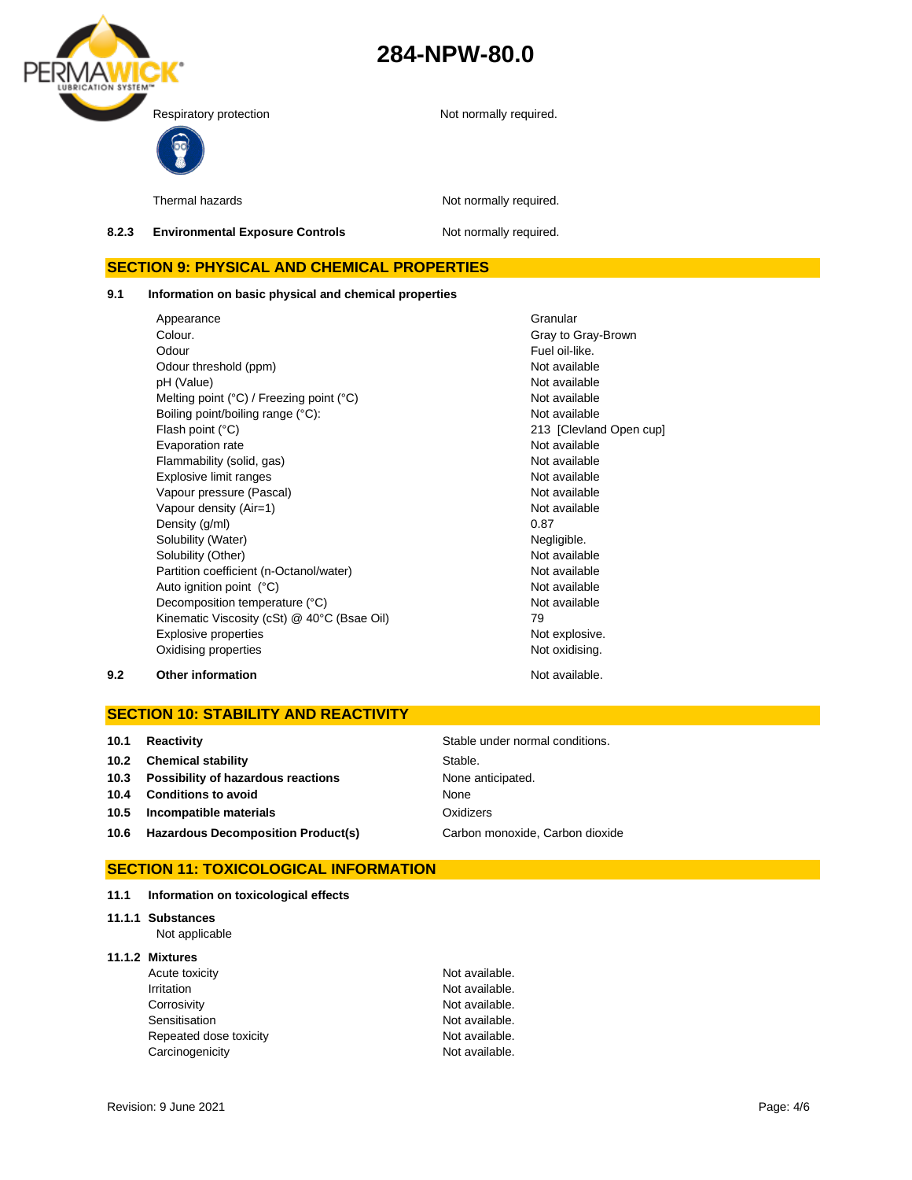Respiratory protection: Not normally required.

Thermal hazards: Not normally required.

**8.2.3 Environmental Exposure Controls** Not normally required.

## SECTION 9: PHYSICAL AND CHEMICAL PROPERTIES

**9.1 Information on basic physical and chemical properties**

| Property | Value |
|---|---|
| Appearance | Granular |
| Colour. | Gray to Gray-Brown |
| Odour | Fuel oil-like. |
| Odour threshold (ppm) | Not available |
| pH (Value) | Not available |
| Melting point (°C) / Freezing point (°C) | Not available |
| Boiling point/boiling range (°C): | Not available |
| Flash point (°C) | 213 [Clevland Open cup] |
| Evaporation rate | Not available |
| Flammability (solid, gas) | Not available |
| Explosive limit ranges | Not available |
| Vapour pressure (Pascal) | Not available |
| Vapour density (Air=1) | Not available |
| Density (g/ml) | 0.87 |
| Solubility (Water) | Negligible. |
| Solubility (Other) | Not available |
| Partition coefficient (n-Octanol/water) | Not available |
| Auto ignition point (°C) | Not available |
| Decomposition temperature (°C) | Not available |
| Kinematic Viscosity (cSt) @ 40°C (Bsae Oil) | 79 |
| Explosive properties | Not explosive. |
| Oxidising properties | Not oxidising. |

**9.2 Other information** Not available.

## SECTION 10: STABILITY AND REACTIVITY

| | | |
|---|---|---|
| **10.1** | **Reactivity** | Stable under normal conditions. |
| **10.2** | **Chemical stability** | Stable. |
| **10.3** | **Possibility of hazardous reactions** | None anticipated. |
| **10.4** | **Conditions to avoid** | None |
| **10.5** | **Incompatible materials** | Oxidizers |
| **10.6** | **Hazardous Decomposition Product(s)** | Carbon monoxide, Carbon dioxide |

## SECTION 11: TOXICOLOGICAL INFORMATION

**11.1 Information on toxicological effects**

**11.1.1 Substances**

Not applicable

**11.1.2 Mixtures**

| | |
|---|---|
| Acute toxicity | Not available. |
| Irritation | Not available. |
| Corrosivity | Not available. |
| Sensitisation | Not available. |
| Repeated dose toxicity | Not available. |
| Carcinogenicity | Not available. |

Revision: 9 June 2021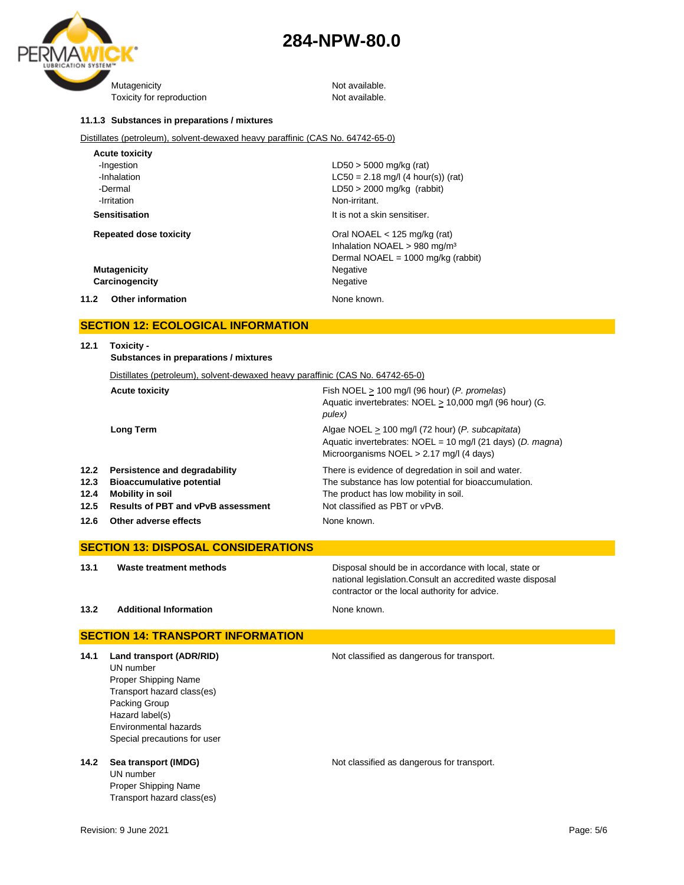| | |
|---|---|
| Mutagenicity | Not available. |
| Toxicity for reproduction | Not available. |

**11.1.3 Substances in preparations / mixtures**

Distillates (petroleum), solvent-dewaxed heavy paraffinic (CAS No. 64742-65-0)

| | |
|---|---|
| **Acute toxicity** | |
| -Ingestion | LD50 > 5000 mg/kg (rat) |
| -Inhalation | LC50 = 2.18 mg/l (4 hour(s)) (rat) |
| -Dermal | LD50 > 2000 mg/kg (rabbit) |
| -Irritation | Non-irritant. |
| **Sensitisation** | It is not a skin sensitiser. |
| **Repeated dose toxicity** | Oral NOAEL < 125 mg/kg (rat)<br>Inhalation NOAEL > 980 mg/m³<br>Dermal NOAEL = 1000 mg/kg (rabbit) |
| **Mutagenicity** | Negative |
| **Carcinogencity** | Negative |

**11.2 Other information** — None known.

## SECTION 12: ECOLOGICAL INFORMATION

**12.1 Toxicity -**
**Substances in preparations / mixtures**

Distillates (petroleum), solvent-dewaxed heavy paraffinic (CAS No. 64742-65-0)

| | |
|---|---|
| **Acute toxicity** | Fish NOEL ≥ 100 mg/l (96 hour) (*P. promelas*)<br>Aquatic invertebrates: NOEL ≥ 10,000 mg/l (96 hour) (*G. pulex)* |
| **Long Term** | Algae NOEL ≥ 100 mg/l (72 hour) (*P. subcapitata*)<br>Aquatic invertebrates: NOEL = 10 mg/l (21 days) (*D. magna*)<br>Microorganisms NOEL > 2.17 mg/l (4 days) |

| | | |
|---|---|---|
| 12.2 | **Persistence and degradability** | There is evidence of degredation in soil and water. |
| 12.3 | **Bioaccumulative potential** | The substance has low potential for bioaccumulation. |
| 12.4 | **Mobility in soil** | The product has low mobility in soil. |
| 12.5 | **Results of PBT and vPvB assessment** | Not classified as PBT or vPvB. |
| 12.6 | **Other adverse effects** | None known. |

## SECTION 13: DISPOSAL CONSIDERATIONS

| | | |
|---|---|---|
| 13.1 | **Waste treatment methods** | Disposal should be in accordance with local, state or national legislation.Consult an accredited waste disposal contractor or the local authority for advice. |
| 13.2 | **Additional Information** | None known. |

## SECTION 14: TRANSPORT INFORMATION

**14.1 Land transport (ADR/RID)** — Not classified as dangerous for transport.
UN number
Proper Shipping Name
Transport hazard class(es)
Packing Group
Hazard label(s)
Environmental hazards
Special precautions for user

**14.2 Sea transport (IMDG)** — Not classified as dangerous for transport.
UN number
Proper Shipping Name
Transport hazard class(es)

Revision: 9 June 2021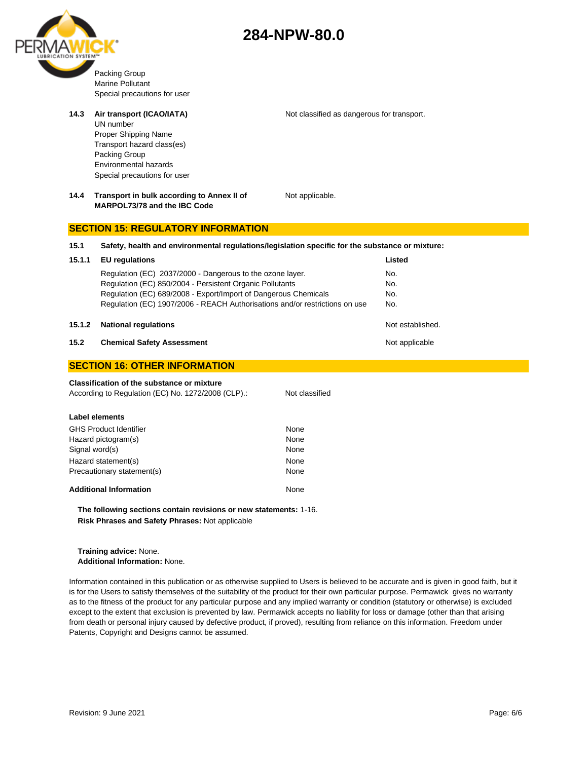Packing Group
Marine Pollutant
Special precautions for user

**14.3 Air transport (ICAO/IATA)** Not classified as dangerous for transport.
UN number
Proper Shipping Name
Transport hazard class(es)
Packing Group
Environmental hazards
Special precautions for user

**14.4 Transport in bulk according to Annex II of MARPOL73/78 and the IBC Code** Not applicable.

## SECTION 15: REGULATORY INFORMATION

**15.1 Safety, health and environmental regulations/legislation specific for the substance or mixture:**

| **15.1.1 EU regulations** | **Listed** |
|---|---|
| Regulation (EC) 2037/2000 - Dangerous to the ozone layer. | No. |
| Regulation (EC) 850/2004 - Persistent Organic Pollutants | No. |
| Regulation (EC) 689/2008 - Export/Import of Dangerous Chemicals | No. |
| Regulation (EC) 1907/2006 - REACH Authorisations and/or restrictions on use | No. |

**15.1.2 National regulations** Not established.

**15.2 Chemical Safety Assessment** Not applicable

## SECTION 16: OTHER INFORMATION

**Classification of the substance or mixture**
According to Regulation (EC) No. 1272/2008 (CLP).: Not classified

**Label elements**

| | |
|---|---|
| GHS Product Identifier | None |
| Hazard pictogram(s) | None |
| Signal word(s) | None |
| Hazard statement(s) | None |
| Precautionary statement(s) | None |

**Additional Information** None

**The following sections contain revisions or new statements:** 1-16.
**Risk Phrases and Safety Phrases:** Not applicable

**Training advice:** None.
**Additional Information:** None.

Information contained in this publication or as otherwise supplied to Users is believed to be accurate and is given in good faith, but it is for the Users to satisfy themselves of the suitability of the product for their own particular purpose. Permawick gives no warranty as to the fitness of the product for any particular purpose and any implied warranty or condition (statutory or otherwise) is excluded except to the extent that exclusion is prevented by law. Permawick accepts no liability for loss or damage (other than that arising from death or personal injury caused by defective product, if proved), resulting from reliance on this information. Freedom under Patents, Copyright and Designs cannot be assumed.